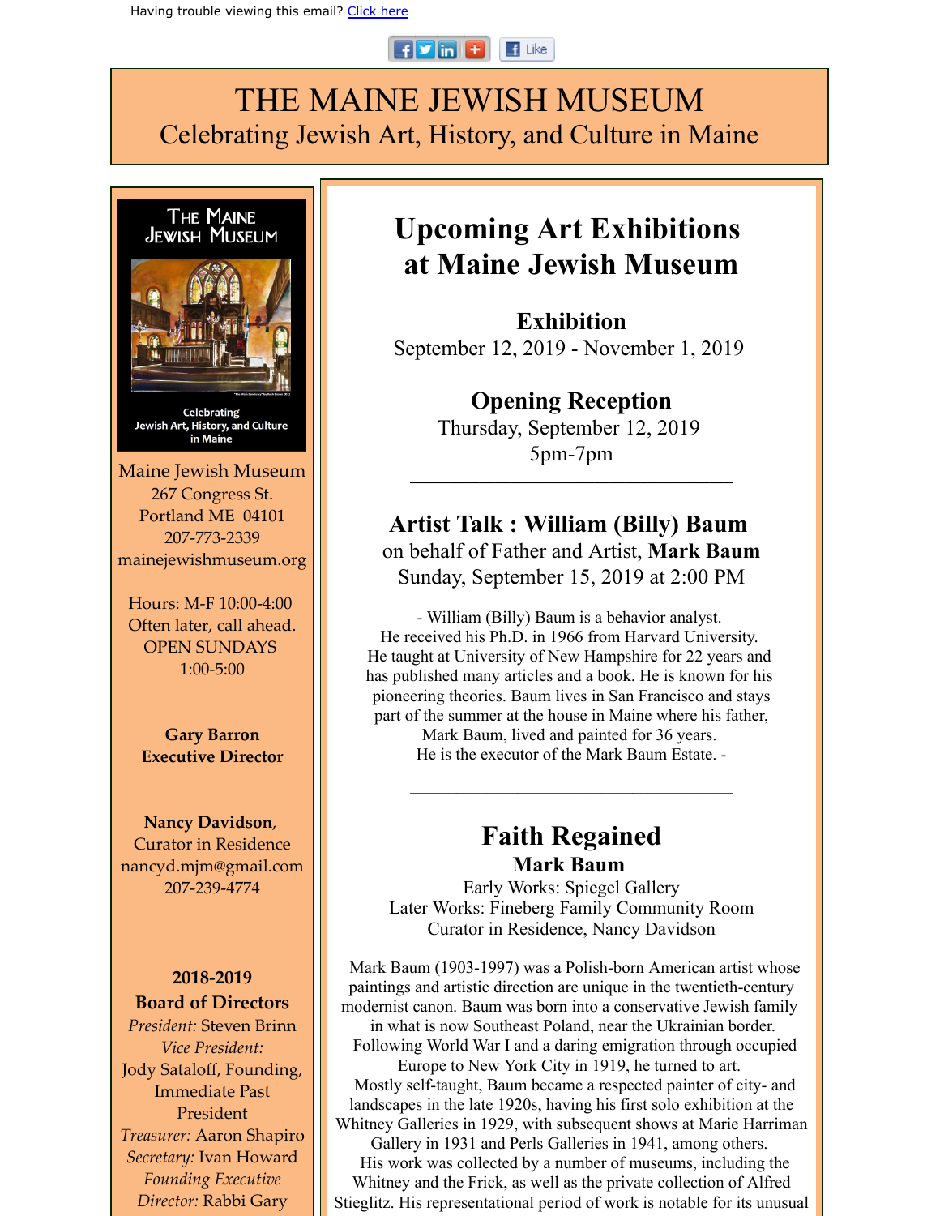Having trouble viewing this email? Click here

# THE MAINE JEWISH MUSEUM

Celebrating Jewish Art, History, and Culture in Maine

The Maine Jewish Museum

Celebrating Jewish Art, History, and Culture in Maine

Maine Jewish Museum
267 Congress St.
Portland ME 04101
207-773-2339
mainejewishmuseum.org

Hours: M-F 10:00-4:00
Often later, call ahead.
OPEN SUNDAYS
1:00-5:00

**Gary Barron**
**Executive Director**

**Nancy Davidson**,
Curator in Residence
nancyd.mjm@gmail.com
207-239-4774

**2018-2019**
**Board of Directors**
*President:* Steven Brinn
*Vice President:*
Jody Sataloff, Founding, Immediate Past President
*Treasurer:* Aaron Shapiro
*Secretary:* Ivan Howard
*Founding Executive Director:* Rabbi Gary

## Upcoming Art Exhibitions at Maine Jewish Museum

### Exhibition

September 12, 2019 - November 1, 2019

### Opening Reception

Thursday, September 12, 2019
5pm-7pm

---

### Artist Talk : William (Billy) Baum

on behalf of Father and Artist, **Mark Baum**
Sunday, September 15, 2019 at 2:00 PM

- William (Billy) Baum is a behavior analyst. He received his Ph.D. in 1966 from Harvard University. He taught at University of New Hampshire for 22 years and has published many articles and a book. He is known for his pioneering theories. Baum lives in San Francisco and stays part of the summer at the house in Maine where his father, Mark Baum, lived and painted for 36 years. He is the executor of the Mark Baum Estate. -

---

## Faith Regained

### Mark Baum

Early Works: Spiegel Gallery
Later Works: Fineberg Family Community Room
Curator in Residence, Nancy Davidson

Mark Baum (1903-1997) was a Polish-born American artist whose paintings and artistic direction are unique in the twentieth-century modernist canon. Baum was born into a conservative Jewish family in what is now Southeast Poland, near the Ukrainian border. Following World War I and a daring emigration through occupied Europe to New York City in 1919, he turned to art. Mostly self-taught, Baum became a respected painter of city- and landscapes in the late 1920s, having his first solo exhibition at the Whitney Galleries in 1929, with subsequent shows at Marie Harriman Gallery in 1931 and Perls Galleries in 1941, among others. His work was collected by a number of museums, including the Whitney and the Frick, as well as the private collection of Alfred Stieglitz. His representational period of work is notable for its unusual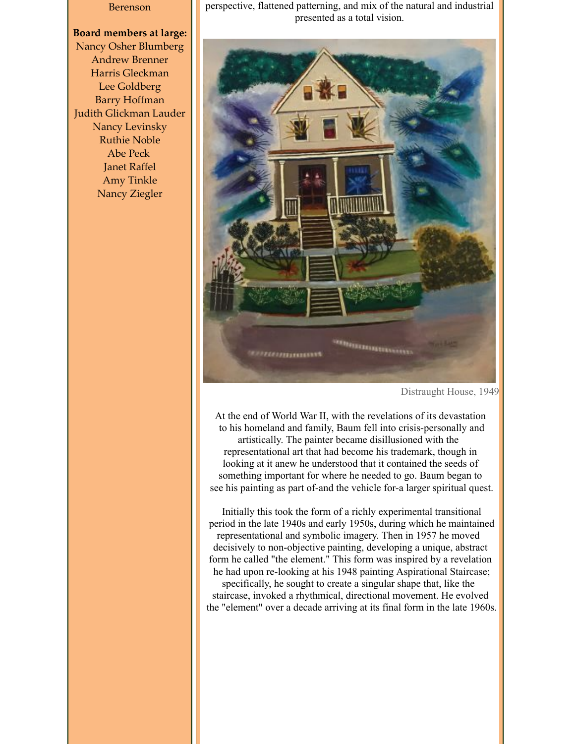Berenson

**Board members at large:**
Nancy Osher Blumberg
Andrew Brenner
Harris Gleckman
Lee Goldberg
Barry Hoffman
Judith Glickman Lauder
Nancy Levinsky
Ruthie Noble
Abe Peck
Janet Raffel
Amy Tinkle
Nancy Ziegler

perspective, flattened patterning, and mix of the natural and industrial presented as a total vision.

Distraught House, 1949

At the end of World War II, with the revelations of its devastation to his homeland and family, Baum fell into crisis-personally and artistically. The painter became disillusioned with the representational art that had become his trademark, though in looking at it anew he understood that it contained the seeds of something important for where he needed to go. Baum began to see his painting as part of-and the vehicle for-a larger spiritual quest.

Initially this took the form of a richly experimental transitional period in the late 1940s and early 1950s, during which he maintained representational and symbolic imagery. Then in 1957 he moved decisively to non-objective painting, developing a unique, abstract form he called "the element." This form was inspired by a revelation he had upon re-looking at his 1948 painting Aspirational Staircase; specifically, he sought to create a singular shape that, like the staircase, invoked a rhythmical, directional movement. He evolved the "element" over a decade arriving at its final form in the late 1960s.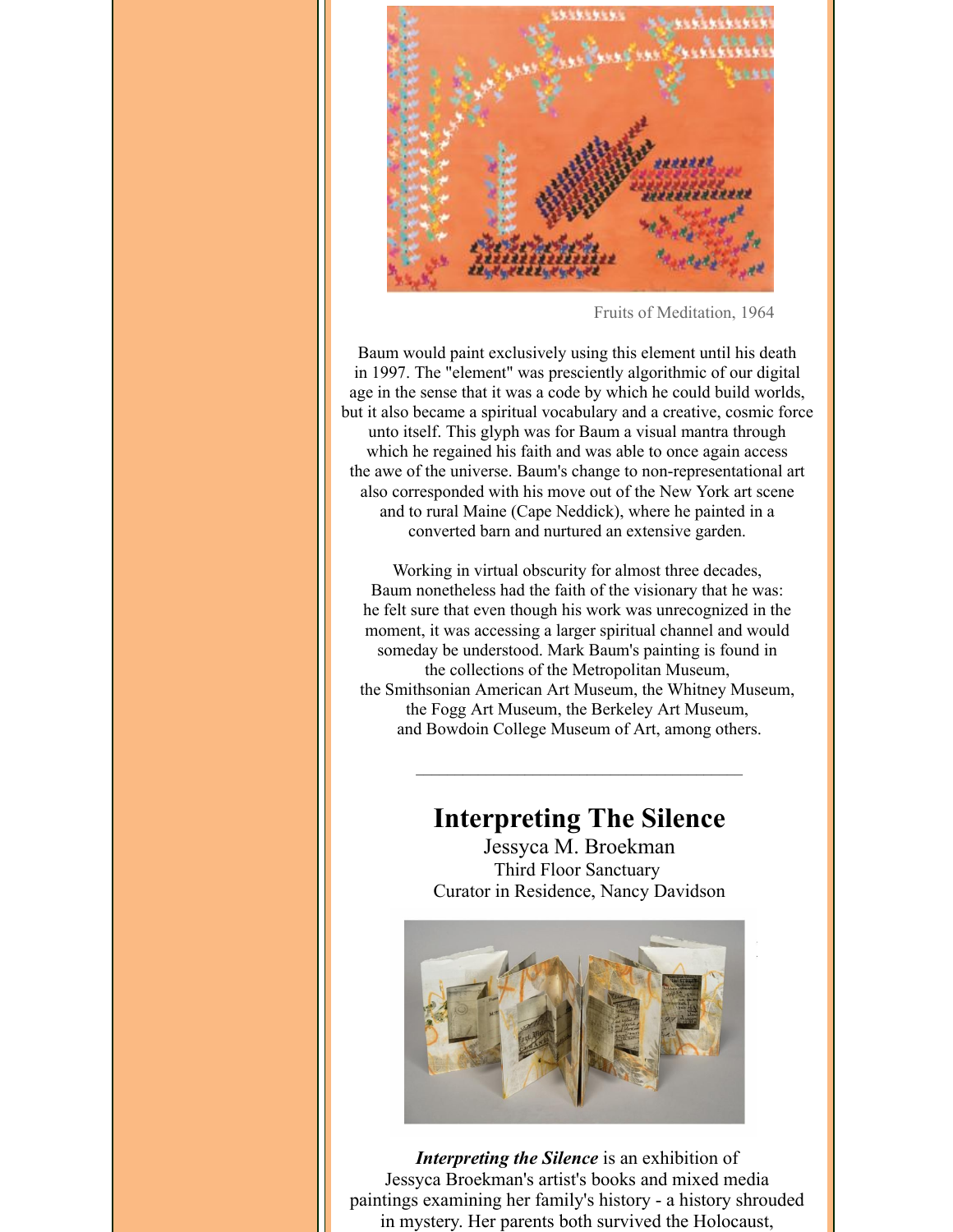Fruits of Meditation, 1964

Baum would paint exclusively using this element until his death in 1997. The "element" was presciently algorithmic of our digital age in the sense that it was a code by which he could build worlds, but it also became a spiritual vocabulary and a creative, cosmic force unto itself. This glyph was for Baum a visual mantra through which he regained his faith and was able to once again access the awe of the universe. Baum's change to non-representational art also corresponded with his move out of the New York art scene and to rural Maine (Cape Neddick), where he painted in a converted barn and nurtured an extensive garden.

Working in virtual obscurity for almost three decades, Baum nonetheless had the faith of the visionary that he was: he felt sure that even though his work was unrecognized in the moment, it was accessing a larger spiritual channel and would someday be understood. Mark Baum's painting is found in the collections of the Metropolitan Museum, the Smithsonian American Art Museum, the Whitney Museum, the Fogg Art Museum, the Berkeley Art Museum, and Bowdoin College Museum of Art, among others.

---

## Interpreting The Silence

Jessyca M. Broekman
Third Floor Sanctuary
Curator in Residence, Nancy Davidson

***Interpreting the Silence*** is an exhibition of Jessyca Broekman's artist's books and mixed media paintings examining her family's history - a history shrouded in mystery. Her parents both survived the Holocaust,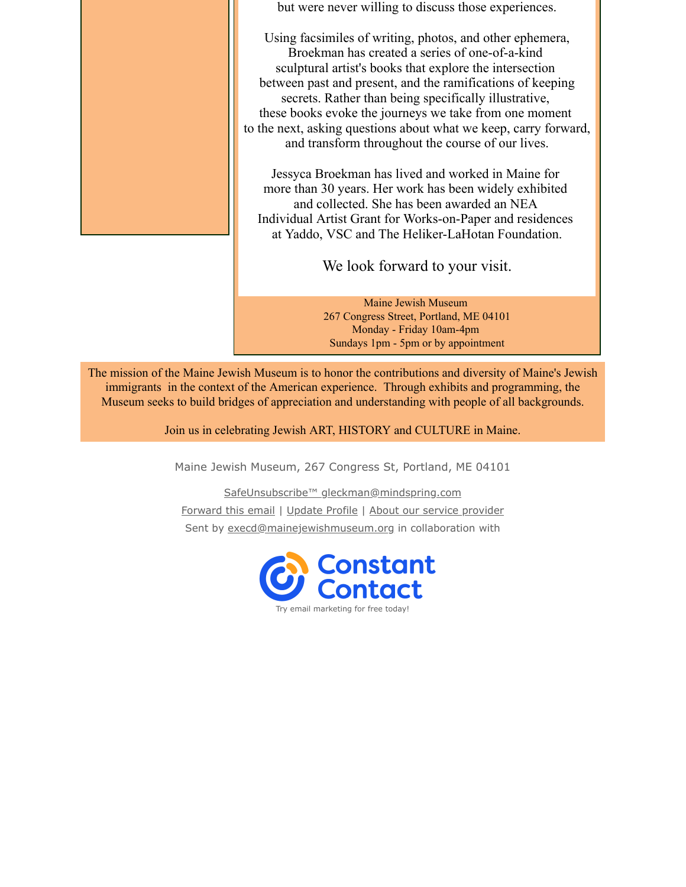but were never willing to discuss those experiences.

Using facsimiles of writing, photos, and other ephemera, Broekman has created a series of one-of-a-kind sculptural artist's books that explore the intersection between past and present, and the ramifications of keeping secrets. Rather than being specifically illustrative, these books evoke the journeys we take from one moment to the next, asking questions about what we keep, carry forward, and transform throughout the course of our lives.

Jessyca Broekman has lived and worked in Maine for more than 30 years. Her work has been widely exhibited and collected. She has been awarded an NEA Individual Artist Grant for Works-on-Paper and residences at Yaddo, VSC and The Heliker-LaHotan Foundation.

We look forward to your visit.

Maine Jewish Museum
267 Congress Street, Portland, ME 04101
Monday - Friday 10am-4pm
Sundays 1pm - 5pm or by appointment

The mission of the Maine Jewish Museum is to honor the contributions and diversity of Maine's Jewish immigrants in the context of the American experience. Through exhibits and programming, the Museum seeks to build bridges of appreciation and understanding with people of all backgrounds.

Join us in celebrating Jewish ART, HISTORY and CULTURE in Maine.

Maine Jewish Museum, 267 Congress St, Portland, ME 04101

SafeUnsubscribe™ gleckman@mindspring.com

Forward this email | Update Profile | About our service provider

Sent by execd@mainejewishmuseum.org in collaboration with

Constant Contact

Try email marketing for free today!